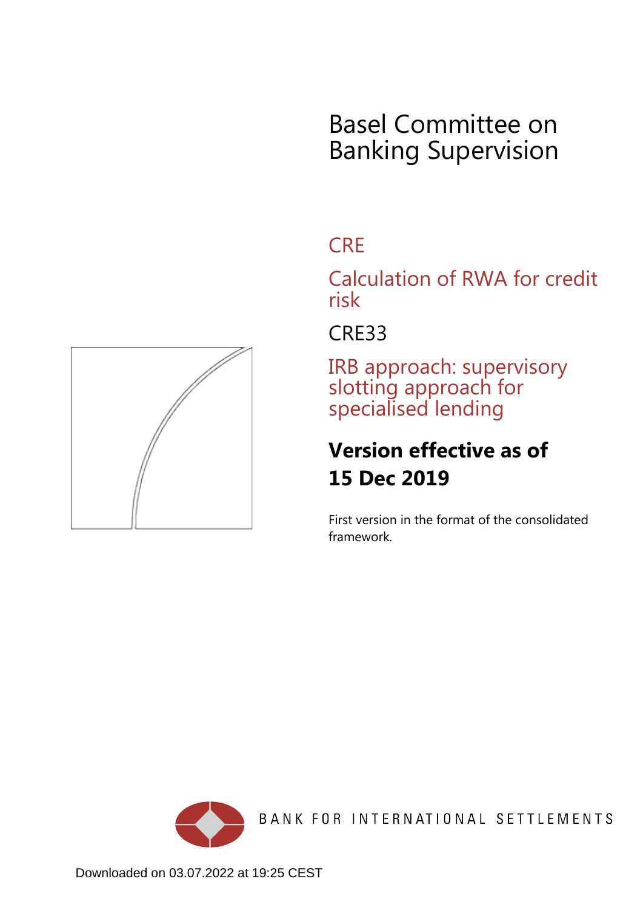# Basel Committee on Banking Supervision

## CRE

## Calculation of RWA for credit risk

## CRE33

## IRB approach: supervisory slotting approach for specialised lending

**Version effective as of 15 Dec 2019**

First version in the format of the consolidated framework.

BANK FOR INTERNATIONAL SETTLEMENTS

Downloaded on 03.07.2022 at 19:25 CEST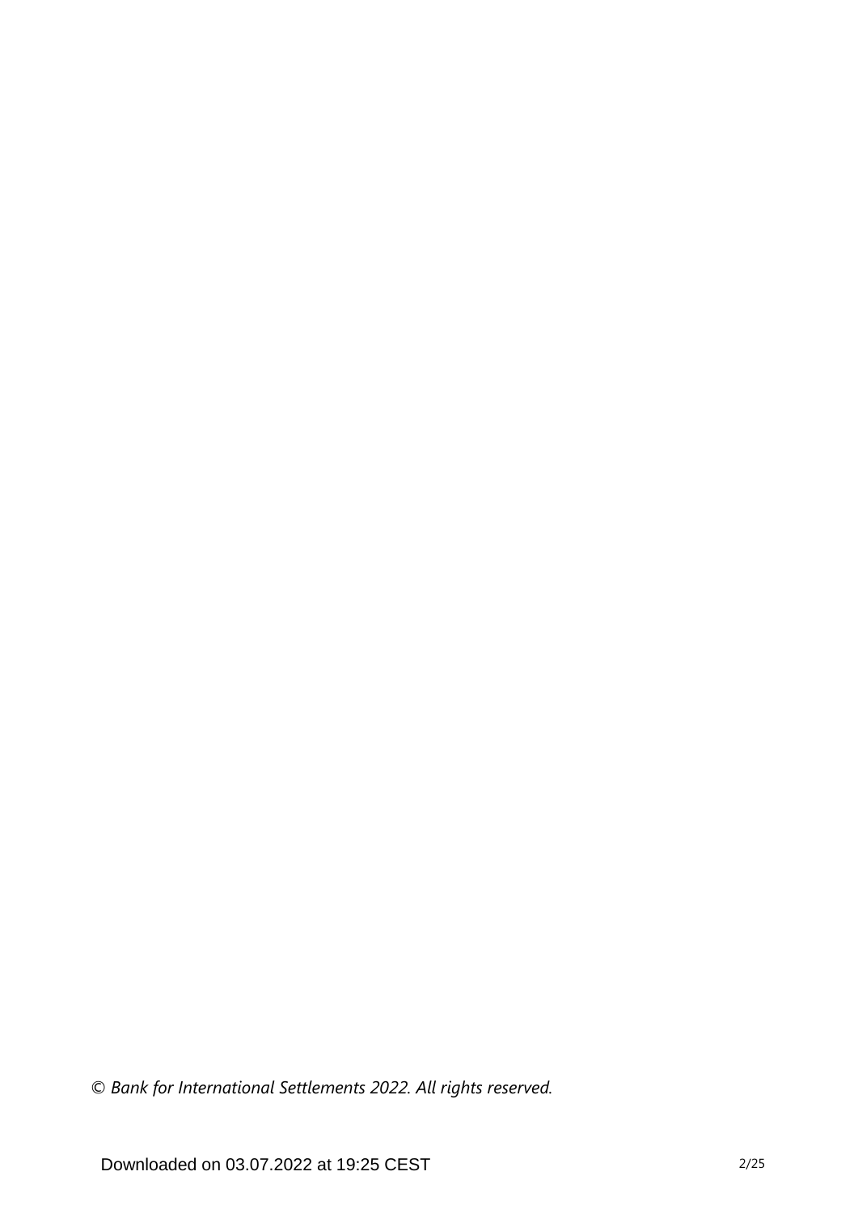*© Bank for International Settlements 2022. All rights reserved.*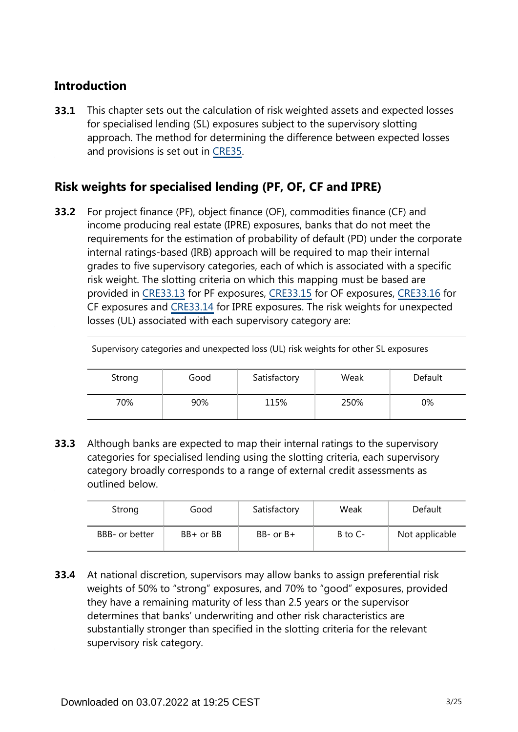## Introduction

**33.1** This chapter sets out the calculation of risk weighted assets and expected losses for specialised lending (SL) exposures subject to the supervisory slotting approach. The method for determining the difference between expected losses and provisions is set out in CRE35.

## Risk weights for specialised lending (PF, OF, CF and IPRE)

**33.2** For project finance (PF), object finance (OF), commodities finance (CF) and income producing real estate (IPRE) exposures, banks that do not meet the requirements for the estimation of probability of default (PD) under the corporate internal ratings-based (IRB) approach will be required to map their internal grades to five supervisory categories, each of which is associated with a specific risk weight. The slotting criteria on which this mapping must be based are provided in CRE33.13 for PF exposures, CRE33.15 for OF exposures, CRE33.16 for CF exposures and CRE33.14 for IPRE exposures. The risk weights for unexpected losses (UL) associated with each supervisory category are:

Supervisory categories and unexpected loss (UL) risk weights for other SL exposures

| Strong | Good | Satisfactory | Weak | Default |
|---|---|---|---|---|
| 70% | 90% | 115% | 250% | 0% |

**33.3** Although banks are expected to map their internal ratings to the supervisory categories for specialised lending using the slotting criteria, each supervisory category broadly corresponds to a range of external credit assessments as outlined below.

| Strong | Good | Satisfactory | Weak | Default |
|---|---|---|---|---|
| BBB- or better | BB+ or BB | BB- or B+ | B to C- | Not applicable |

**33.4** At national discretion, supervisors may allow banks to assign preferential risk weights of 50% to "strong" exposures, and 70% to "good" exposures, provided they have a remaining maturity of less than 2.5 years or the supervisor determines that banks' underwriting and other risk characteristics are substantially stronger than specified in the slotting criteria for the relevant supervisory risk category.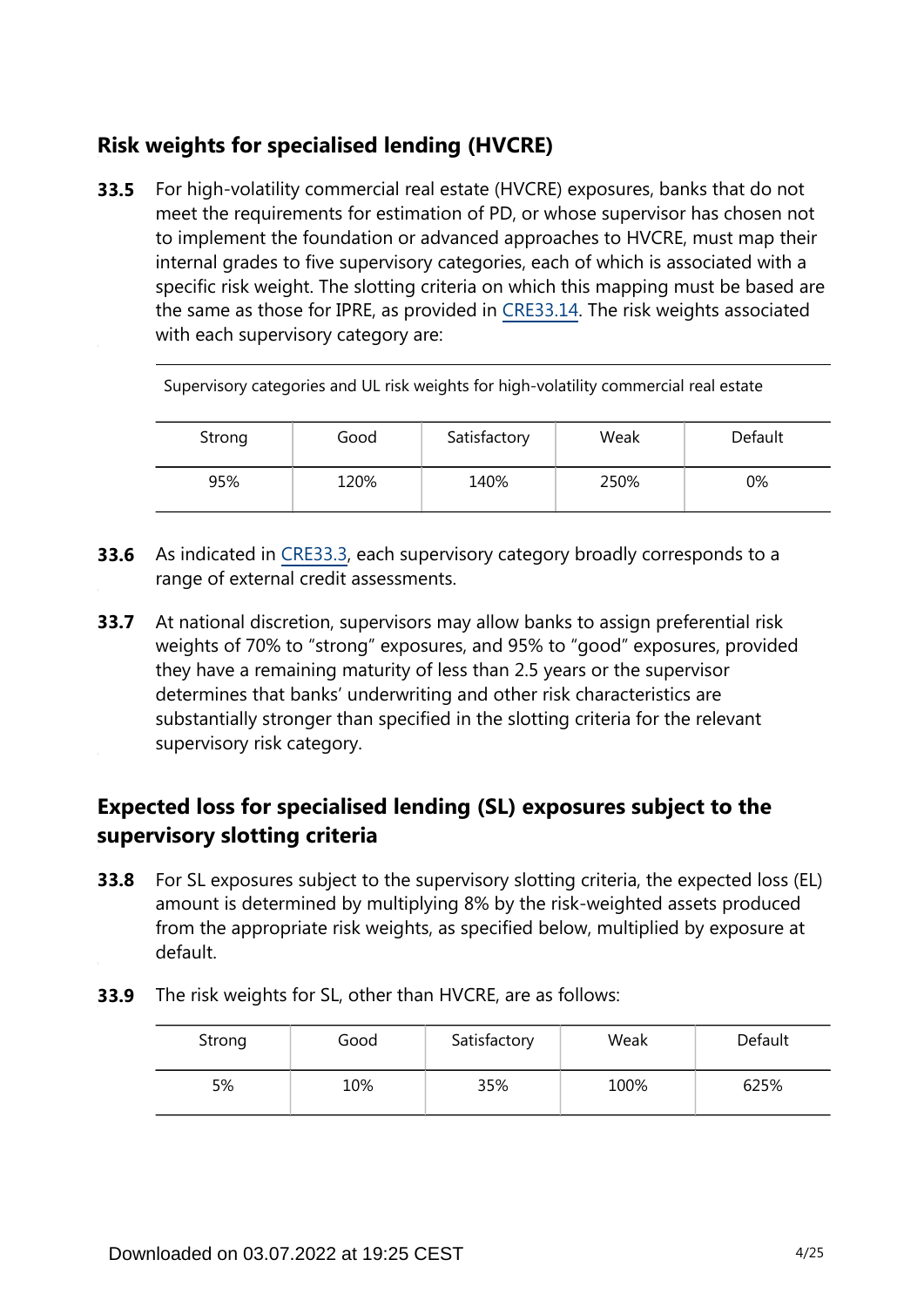## Risk weights for specialised lending (HVCRE)

**33.5** For high-volatility commercial real estate (HVCRE) exposures, banks that do not meet the requirements for estimation of PD, or whose supervisor has chosen not to implement the foundation or advanced approaches to HVCRE, must map their internal grades to five supervisory categories, each of which is associated with a specific risk weight. The slotting criteria on which this mapping must be based are the same as those for IPRE, as provided in CRE33.14. The risk weights associated with each supervisory category are:

Supervisory categories and UL risk weights for high-volatility commercial real estate

| Strong | Good | Satisfactory | Weak | Default |
|---|---|---|---|---|
| 95% | 120% | 140% | 250% | 0% |

**33.6** As indicated in CRE33.3, each supervisory category broadly corresponds to a range of external credit assessments.

**33.7** At national discretion, supervisors may allow banks to assign preferential risk weights of 70% to "strong" exposures, and 95% to "good" exposures, provided they have a remaining maturity of less than 2.5 years or the supervisor determines that banks' underwriting and other risk characteristics are substantially stronger than specified in the slotting criteria for the relevant supervisory risk category.

## Expected loss for specialised lending (SL) exposures subject to the supervisory slotting criteria

**33.8** For SL exposures subject to the supervisory slotting criteria, the expected loss (EL) amount is determined by multiplying 8% by the risk-weighted assets produced from the appropriate risk weights, as specified below, multiplied by exposure at default.

**33.9** The risk weights for SL, other than HVCRE, are as follows:

| Strong | Good | Satisfactory | Weak | Default |
|---|---|---|---|---|
| 5% | 10% | 35% | 100% | 625% |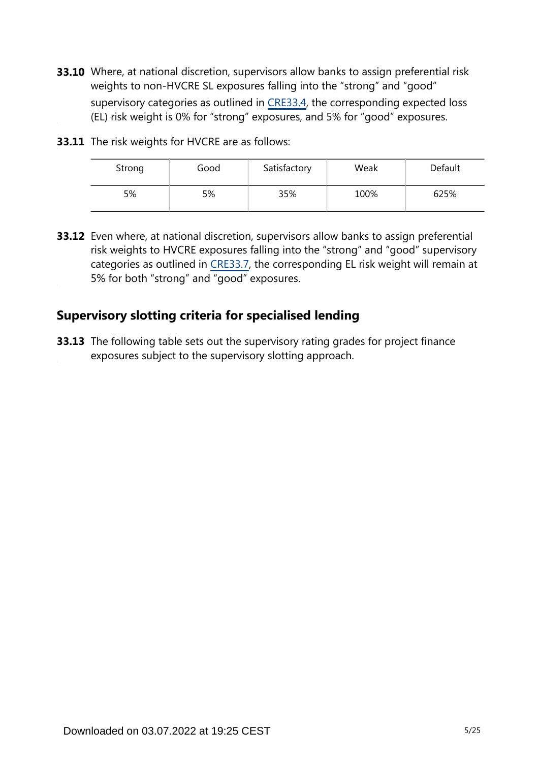**33.10** Where, at national discretion, supervisors allow banks to assign preferential risk weights to non-HVCRE SL exposures falling into the "strong" and "good" supervisory categories as outlined in CRE33.4, the corresponding expected loss (EL) risk weight is 0% for "strong" exposures, and 5% for "good" exposures.

**33.11** The risk weights for HVCRE are as follows:

| Strong | Good | Satisfactory | Weak | Default |
|---|---|---|---|---|
| 5% | 5% | 35% | 100% | 625% |

**33.12** Even where, at national discretion, supervisors allow banks to assign preferential risk weights to HVCRE exposures falling into the "strong" and "good" supervisory categories as outlined in CRE33.7, the corresponding EL risk weight will remain at 5% for both "strong" and "good" exposures.

## Supervisory slotting criteria for specialised lending

**33.13** The following table sets out the supervisory rating grades for project finance exposures subject to the supervisory slotting approach.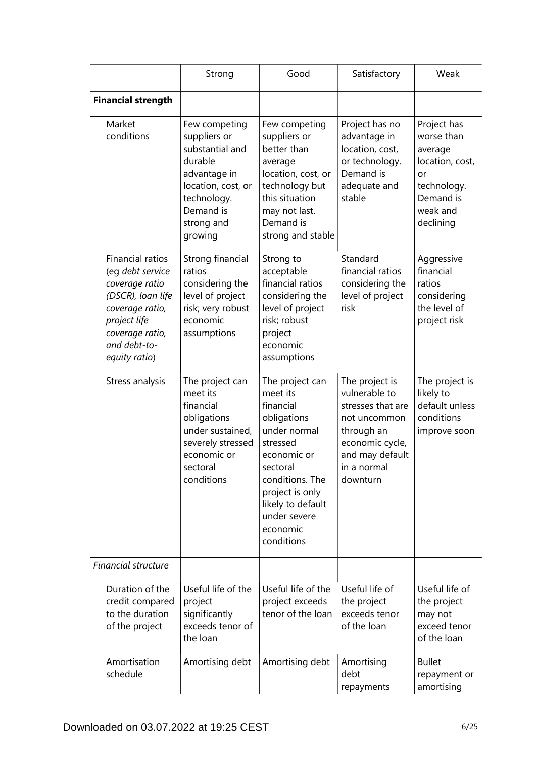| | Strong | Good | Satisfactory | Weak |
|---|---|---|---|---|
| **Financial strength** | | | | |
| Market conditions | Few competing suppliers or substantial and durable advantage in location, cost, or technology. Demand is strong and growing | Few competing suppliers or better than average location, cost, or technology but this situation may not last. Demand is strong and stable | Project has no advantage in location, cost, or technology. Demand is adequate and stable | Project has worse than average location, cost, or technology. Demand is weak and declining |
| Financial ratios (eg *debt service coverage ratio (DSCR), loan life coverage ratio, project life coverage ratio, and debt-to-equity ratio*) | Strong financial ratios considering the level of project risk; very robust economic assumptions | Strong to acceptable financial ratios considering the level of project risk; robust project economic assumptions | Standard financial ratios considering the level of project risk | Aggressive financial ratios considering the level of project risk |
| Stress analysis | The project can meet its financial obligations under sustained, severely stressed economic or sectoral conditions | The project can meet its financial obligations under normal stressed economic or sectoral conditions. The project is only likely to default under severe economic conditions | The project is vulnerable to stresses that are not uncommon through an economic cycle, and may default in a normal downturn | The project is likely to default unless conditions improve soon |
| *Financial structure* | | | | |
| Duration of the credit compared to the duration of the project | Useful life of the project significantly exceeds tenor of the loan | Useful life of the project exceeds tenor of the loan | Useful life of the project exceeds tenor of the loan | Useful life of the project may not exceed tenor of the loan |
| Amortisation schedule | Amortising debt | Amortising debt | Amortising debt repayments | Bullet repayment or amortising |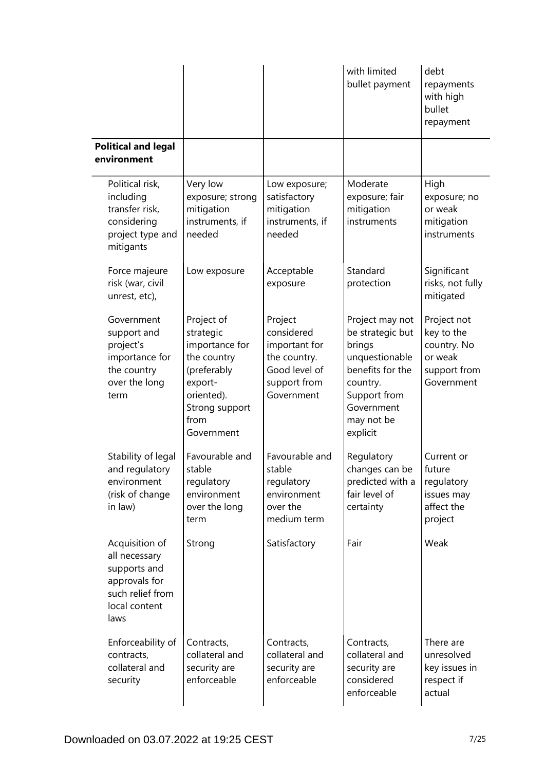| | | | | |
|---|---|---|---|---|
| | | | with limited bullet payment | debt repayments with high bullet repayment |
| **Political and legal environment** | | | | |
| Political risk, including transfer risk, considering project type and mitigants | Very low exposure; strong mitigation instruments, if needed | Low exposure; satisfactory mitigation instruments, if needed | Moderate exposure; fair mitigation instruments | High exposure; no or weak mitigation instruments |
| Force majeure risk (war, civil unrest, etc), | Low exposure | Acceptable exposure | Standard protection | Significant risks, not fully mitigated |
| Government support and project's importance for the country over the long term | Project of strategic importance for the country (preferably export-oriented). Strong support from Government | Project considered important for the country. Good level of support from Government | Project may not be strategic but brings unquestionable benefits for the country. Support from Government may not be explicit | Project not key to the country. No or weak support from Government |
| Stability of legal and regulatory environment (risk of change in law) | Favourable and stable regulatory environment over the long term | Favourable and stable regulatory environment over the medium term | Regulatory changes can be predicted with a fair level of certainty | Current or future regulatory issues may affect the project |
| Acquisition of all necessary supports and approvals for such relief from local content laws | Strong | Satisfactory | Fair | Weak |
| Enforceability of contracts, collateral and security | Contracts, collateral and security are enforceable | Contracts, collateral and security are enforceable | Contracts, collateral and security are considered enforceable | There are unresolved key issues in respect if actual |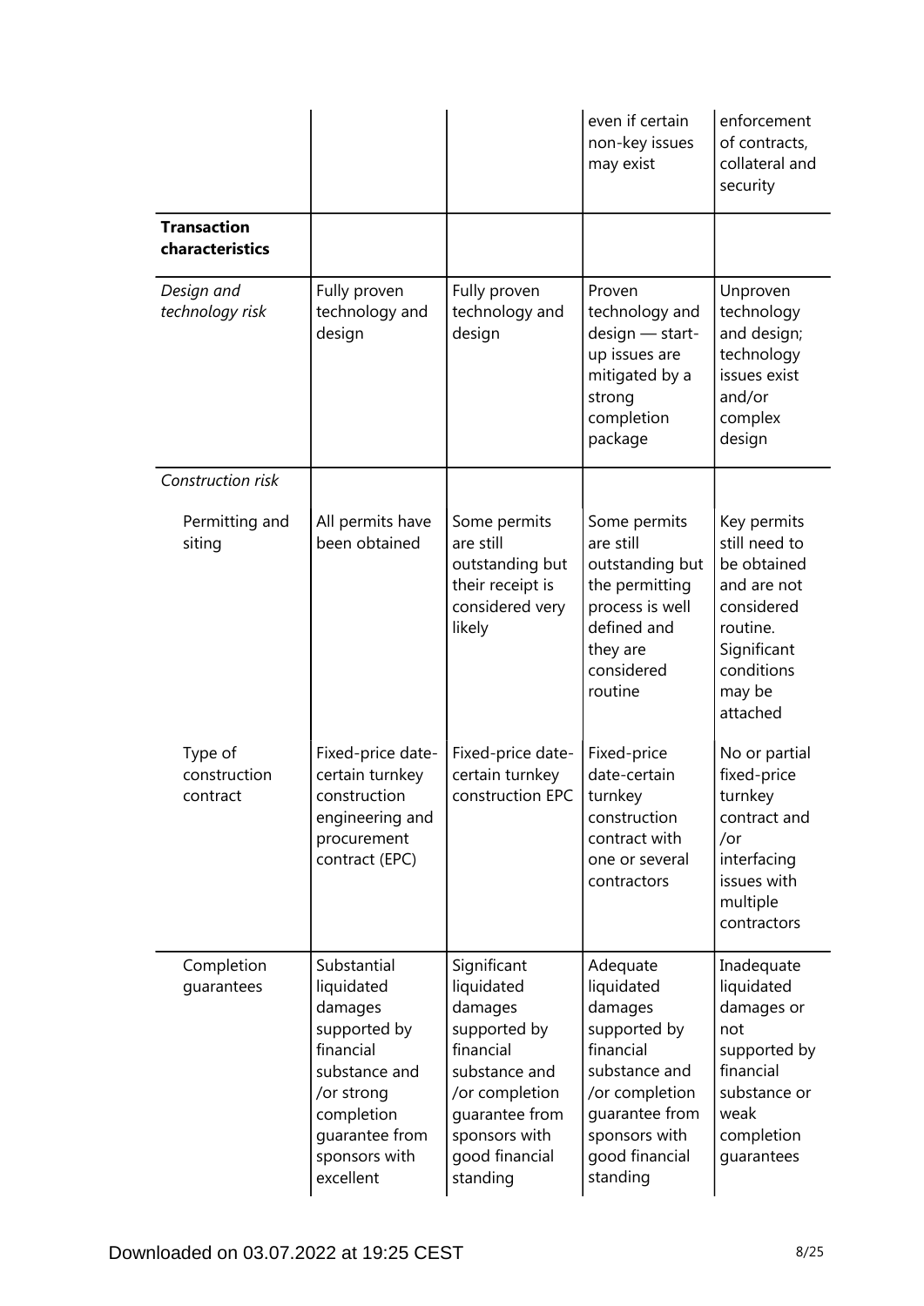| | | | | |
|---|---|---|---|---|
| | | | even if certain non-key issues may exist | enforcement of contracts, collateral and security |
| **Transaction characteristics** | | | | |
| *Design and technology risk* | Fully proven technology and design | Fully proven technology and design | Proven technology and design — start-up issues are mitigated by a strong completion package | Unproven technology and design; technology issues exist and/or complex design |
| *Construction risk* | | | | |
| Permitting and siting | All permits have been obtained | Some permits are still outstanding but their receipt is considered very likely | Some permits are still outstanding but the permitting process is well defined and they are considered routine | Key permits still need to be obtained and are not considered routine. Significant conditions may be attached |
| Type of construction contract | Fixed-price date-certain turnkey construction engineering and procurement contract (EPC) | Fixed-price date-certain turnkey construction EPC | Fixed-price date-certain turnkey construction contract with one or several contractors | No or partial fixed-price turnkey contract and /or interfacing issues with multiple contractors |
| Completion guarantees | Substantial liquidated damages supported by financial substance and /or strong completion guarantee from sponsors with excellent | Significant liquidated damages supported by financial substance and /or completion guarantee from sponsors with good financial standing | Adequate liquidated damages supported by financial substance and /or completion guarantee from sponsors with good financial standing | Inadequate liquidated damages or not supported by financial substance or weak completion guarantees |

Downloaded on 03.07.2022 at 19:25 CEST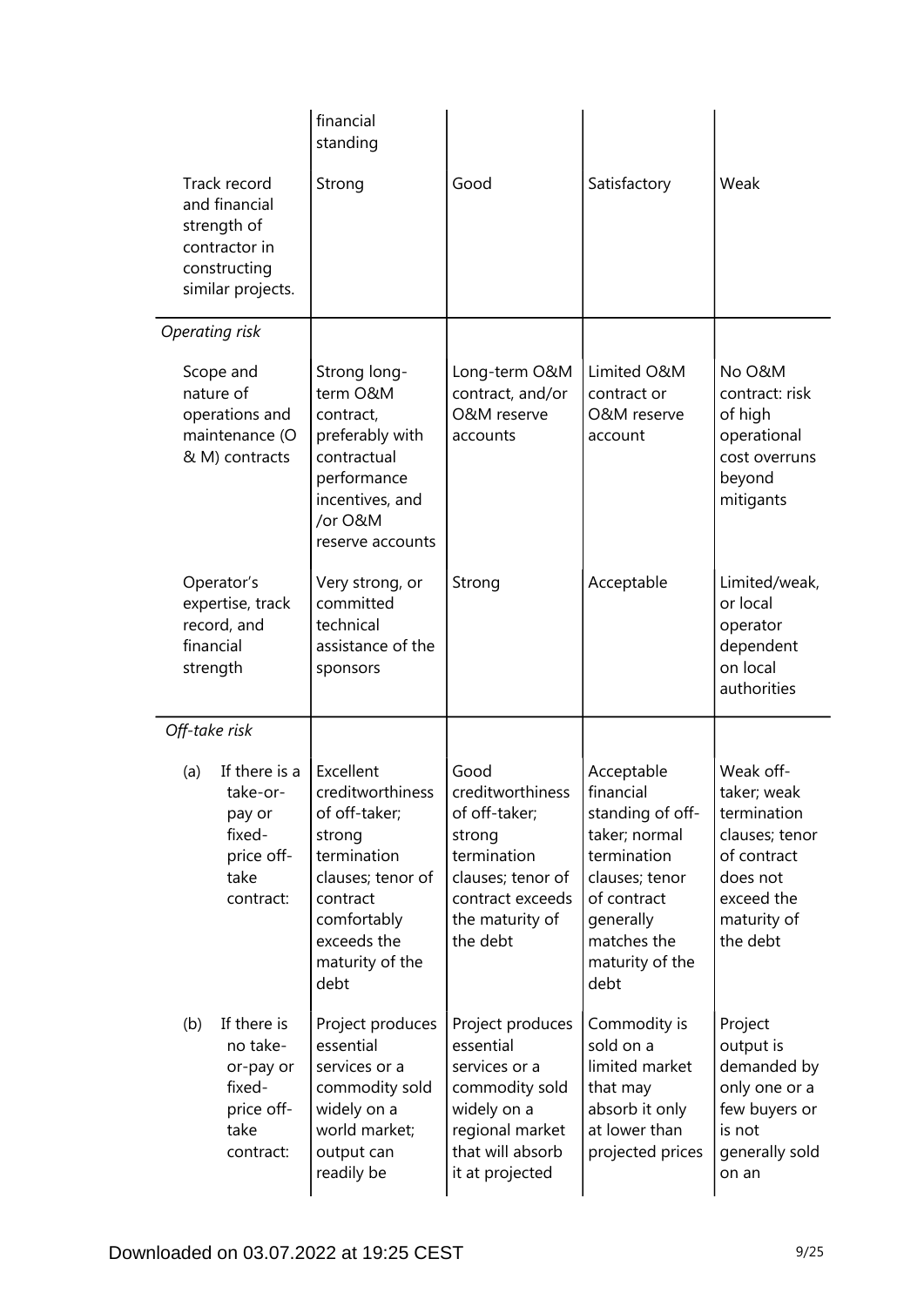| | | | | |
|---|---|---|---|---|
| | financial standing | | | |
| Track record and financial strength of contractor in constructing similar projects. | Strong | Good | Satisfactory | Weak |
| *Operating risk* | | | | |
| Scope and nature of operations and maintenance (O & M) contracts | Strong long-term O&M contract, preferably with contractual performance incentives, and /or O&M reserve accounts | Long-term O&M contract, and/or O&M reserve accounts | Limited O&M contract or O&M reserve account | No O&M contract: risk of high operational cost overruns beyond mitigants |
| Operator's expertise, track record, and financial strength | Very strong, or committed technical assistance of the sponsors | Strong | Acceptable | Limited/weak, or local operator dependent on local authorities |
| *Off-take risk* | | | | |
| (a) If there is a take-or-pay or fixed-price off-take contract: | Excellent creditworthiness of off-taker; strong termination clauses; tenor of contract comfortably exceeds the maturity of the debt | Good creditworthiness of off-taker; strong termination clauses; tenor of contract exceeds the maturity of the debt | Acceptable financial standing of off-taker; normal termination clauses; tenor of contract generally matches the maturity of the debt | Weak off-taker; weak termination clauses; tenor of contract does not exceed the maturity of the debt |
| (b) If there is no take-or-pay or fixed-price off-take contract: | Project produces essential services or a commodity sold widely on a world market; output can readily be | Project produces essential services or a commodity sold widely on a regional market that will absorb it at projected | Commodity is sold on a limited market that may absorb it only at lower than projected prices | Project output is demanded by only one or a few buyers or is not generally sold on an |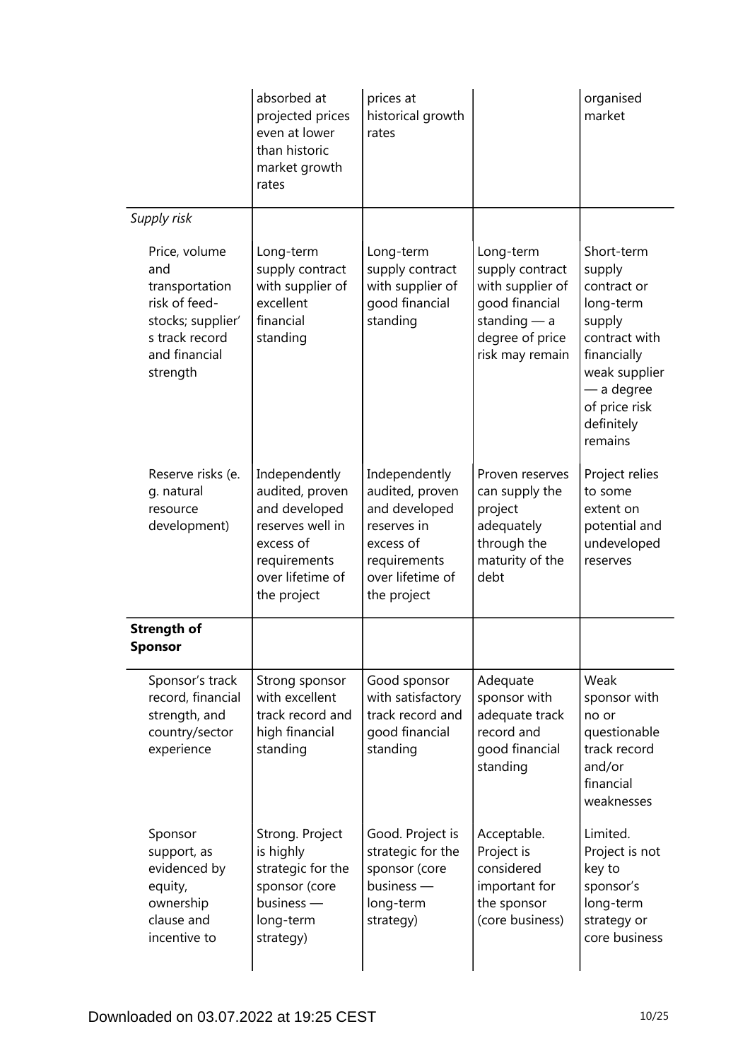| | | | | |
|---|---|---|---|---|
| | absorbed at projected prices even at lower than historic market growth rates | prices at historical growth rates | | organised market |
| *Supply risk* | | | | |
| Price, volume and transportation risk of feed-stocks; supplier's track record and financial strength | Long-term supply contract with supplier of excellent financial standing | Long-term supply contract with supplier of good financial standing | Long-term supply contract with supplier of good financial standing — a degree of price risk may remain | Short-term supply contract or long-term supply contract with financially weak supplier — a degree of price risk definitely remains |
| Reserve risks (e.g. natural resource development) | Independently audited, proven and developed reserves well in excess of requirements over lifetime of the project | Independently audited, proven and developed reserves in excess of requirements over lifetime of the project | Proven reserves can supply the project adequately through the maturity of the debt | Project relies to some extent on potential and undeveloped reserves |
| **Strength of Sponsor** | | | | |
| Sponsor's track record, financial strength, and country/sector experience | Strong sponsor with excellent track record and high financial standing | Good sponsor with satisfactory track record and good financial standing | Adequate sponsor with adequate track record and good financial standing | Weak sponsor with no or questionable track record and/or financial weaknesses |
| Sponsor support, as evidenced by equity, ownership clause and incentive to | Strong. Project is highly strategic for the sponsor (core business — long-term strategy) | Good. Project is strategic for the sponsor (core business — long-term strategy) | Acceptable. Project is considered important for the sponsor (core business) | Limited. Project is not key to sponsor's long-term strategy or core business |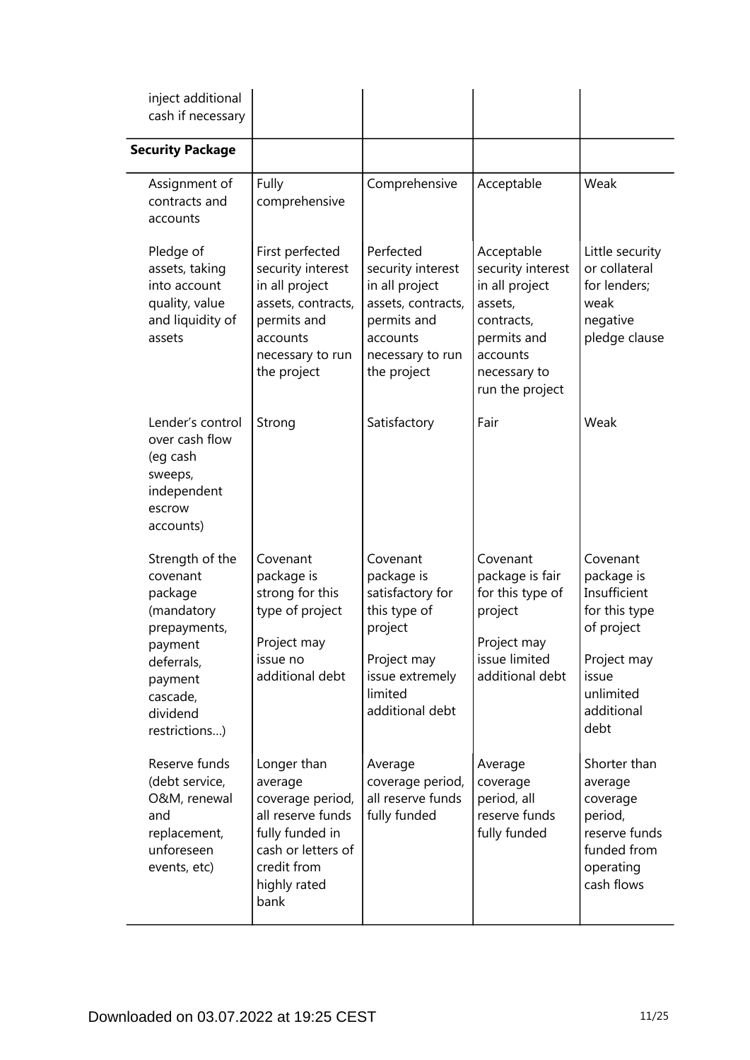| | | | | |
|---|---|---|---|---|
| inject additional cash if necessary | | | | |
| **Security Package** | | | | |
| Assignment of contracts and accounts | Fully comprehensive | Comprehensive | Acceptable | Weak |
| Pledge of assets, taking into account quality, value and liquidity of assets | First perfected security interest in all project assets, contracts, permits and accounts necessary to run the project | Perfected security interest in all project assets, contracts, permits and accounts necessary to run the project | Acceptable security interest in all project assets, contracts, permits and accounts necessary to run the project | Little security or collateral for lenders; weak negative pledge clause |
| Lender's control over cash flow (eg cash sweeps, independent escrow accounts) | Strong | Satisfactory | Fair | Weak |
| Strength of the covenant package (mandatory prepayments, payment deferrals, payment cascade, dividend restrictions…) | Covenant package is strong for this type of project<br><br>Project may issue no additional debt | Covenant package is satisfactory for this type of project<br><br>Project may issue extremely limited additional debt | Covenant package is fair for this type of project<br><br>Project may issue limited additional debt | Covenant package is Insufficient for this type of project<br><br>Project may issue unlimited additional debt |
| Reserve funds (debt service, O&M, renewal and replacement, unforeseen events, etc) | Longer than average coverage period, all reserve funds fully funded in cash or letters of credit from highly rated bank | Average coverage period, all reserve funds fully funded | Average coverage period, all reserve funds fully funded | Shorter than average coverage period, reserve funds funded from operating cash flows |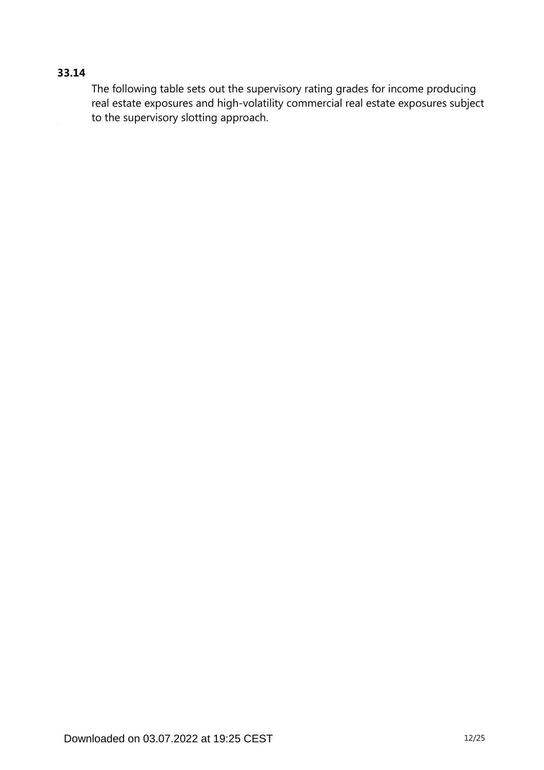**33.14**

The following table sets out the supervisory rating grades for income producing real estate exposures and high-volatility commercial real estate exposures subject to the supervisory slotting approach.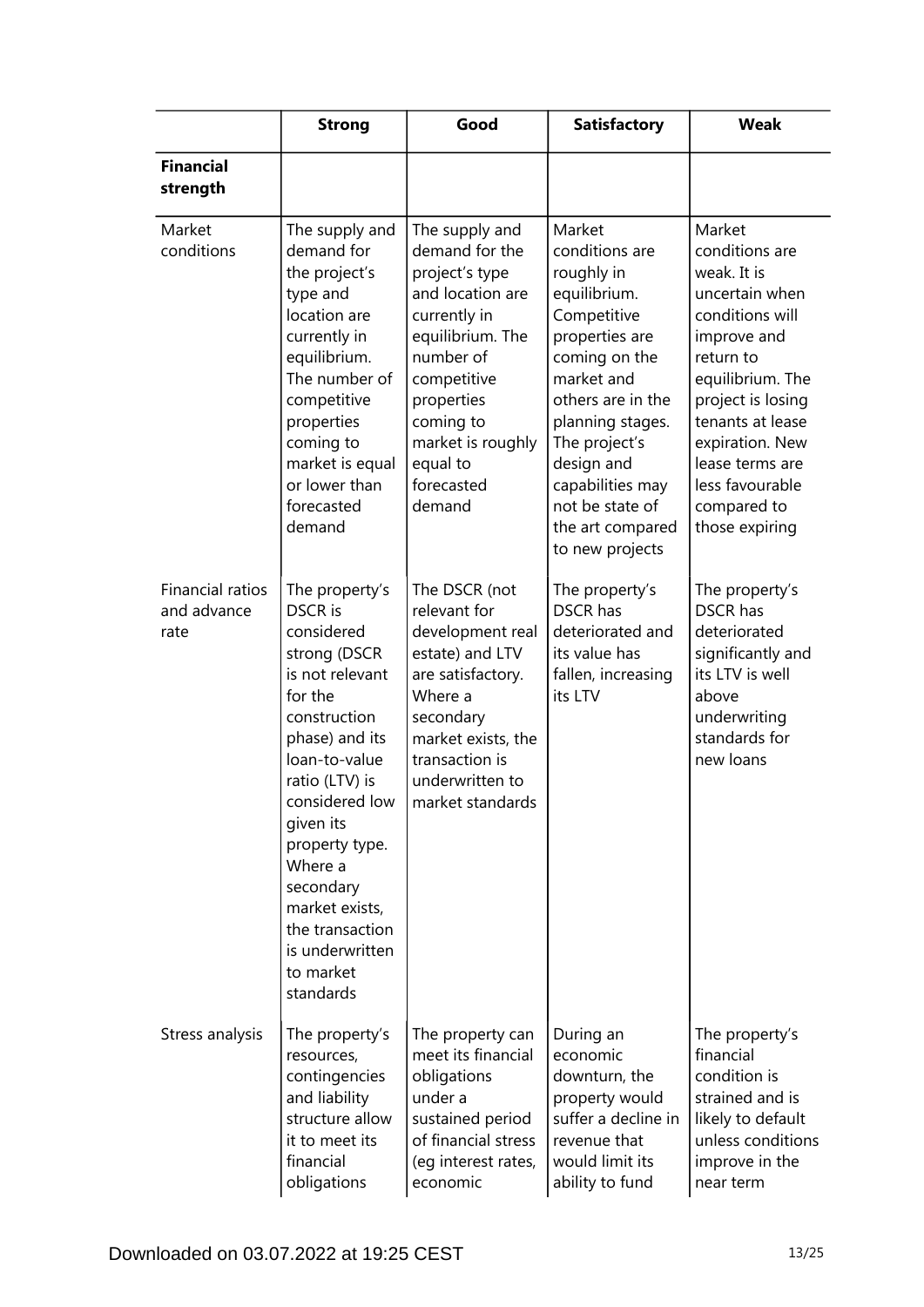| | Strong | Good | Satisfactory | Weak |
|---|---|---|---|---|
| **Financial strength** | | | | |
| Market conditions | The supply and demand for the project's type and location are currently in equilibrium. The number of competitive properties coming to market is equal or lower than forecasted demand | The supply and demand for the project's type and location are currently in equilibrium. The number of competitive properties coming to market is roughly equal to forecasted demand | Market conditions are roughly in equilibrium. Competitive properties are coming on the market and others are in the planning stages. The project's design and capabilities may not be state of the art compared to new projects | Market conditions are weak. It is uncertain when conditions will improve and return to equilibrium. The project is losing tenants at lease expiration. New lease terms are less favourable compared to those expiring |
| Financial ratios and advance rate | The property's DSCR is considered strong (DSCR is not relevant for the construction phase) and its loan-to-value ratio (LTV) is considered low given its property type. Where a secondary market exists, the transaction is underwritten to market standards | The DSCR (not relevant for development real estate) and LTV are satisfactory. Where a secondary market exists, the transaction is underwritten to market standards | The property's DSCR has deteriorated and its value has fallen, increasing its LTV | The property's DSCR has deteriorated significantly and its LTV is well above underwriting standards for new loans |
| Stress analysis | The property's resources, contingencies and liability structure allow it to meet its financial obligations | The property can meet its financial obligations under a sustained period of financial stress (eg interest rates, economic | During an economic downturn, the property would suffer a decline in revenue that would limit its ability to fund | The property's financial condition is strained and is likely to default unless conditions improve in the near term |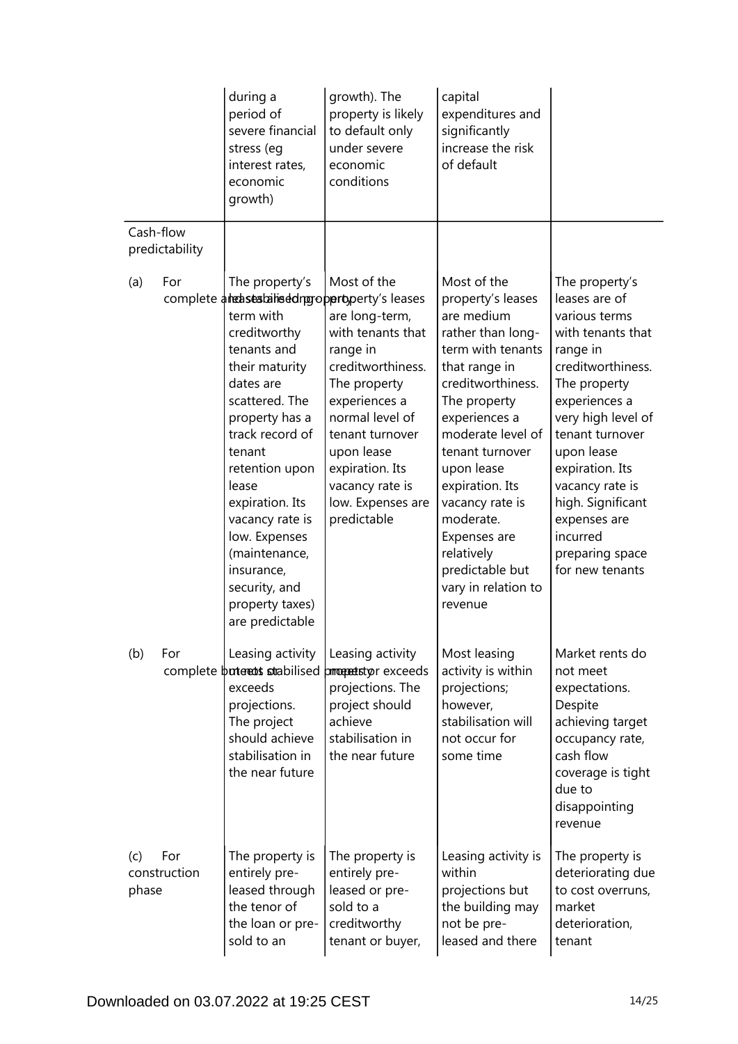| | | | | |
|---|---|---|---|---|
| | during a period of severe financial stress (eg interest rates, economic growth) | growth). The property is likely to default only under severe economic conditions | capital expenditures and significantly increase the risk of default | |
| Cash-flow predictability | | | | |
| (a) For complete and stabilised property | The property's leases are long-term with creditworthy tenants and their maturity dates are scattered. The property has a track record of tenant retention upon lease expiration. Its vacancy rate is low. Expenses (maintenance, insurance, security, and property taxes) are predictable | Most of the property's leases are long-term, with tenants that range in creditworthiness. The property experiences a normal level of tenant turnover upon lease expiration. Its vacancy rate is low. Expenses are predictable | Most of the property's leases are medium rather than long-term with tenants that range in creditworthiness. The property experiences a moderate level of tenant turnover upon lease expiration. Its vacancy rate is moderate. Expenses are relatively predictable but vary in relation to revenue | The property's leases are of various terms with tenants that range in creditworthiness. The property experiences a very high level of tenant turnover upon lease expiration. Its vacancy rate is high. Significant expenses are incurred preparing space for new tenants |
| (b) For complete but not stabilised property | Leasing activity meets or exceeds projections. The project should achieve stabilisation in the near future | Leasing activity meets or exceeds projections. The project should achieve stabilisation in the near future | Most leasing activity is within projections; however, stabilisation will not occur for some time | Market rents do not meet expectations. Despite achieving target occupancy rate, cash flow coverage is tight due to disappointing revenue |
| (c) For construction phase | The property is entirely pre-leased through the tenor of the loan or pre-sold to an | The property is entirely pre-leased or pre-sold to a creditworthy tenant or buyer, | Leasing activity is within projections but the building may not be pre-leased and there | The property is deteriorating due to cost overruns, market deterioration, tenant |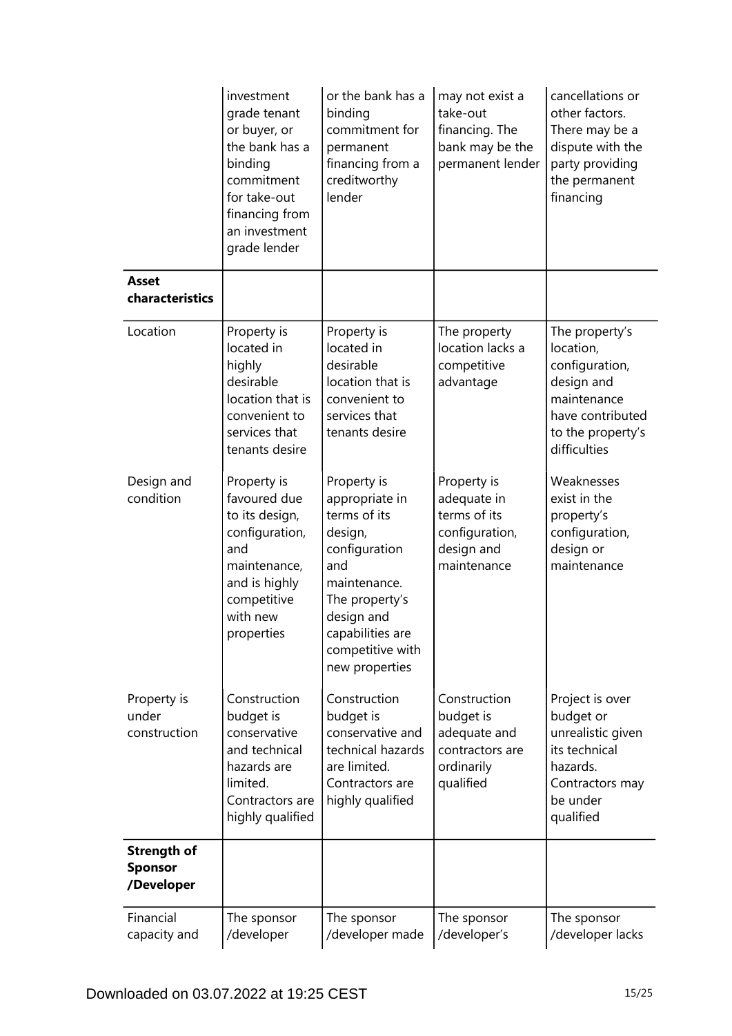| | | | | |
|---|---|---|---|---|
| | investment grade tenant or buyer, or the bank has a binding commitment for take-out financing from an investment grade lender | or the bank has a binding commitment for permanent financing from a creditworthy lender | may not exist a take-out financing. The bank may be the permanent lender | cancellations or other factors. There may be a dispute with the party providing the permanent financing |
| **Asset characteristics** | | | | |
| Location | Property is located in highly desirable location that is convenient to services that tenants desire | Property is located in desirable location that is convenient to services that tenants desire | The property location lacks a competitive advantage | The property's location, configuration, design and maintenance have contributed to the property's difficulties |
| Design and condition | Property is favoured due to its design, configuration, and maintenance, and is highly competitive with new properties | Property is appropriate in terms of its design, configuration and maintenance. The property's design and capabilities are competitive with new properties | Property is adequate in terms of its configuration, design and maintenance | Weaknesses exist in the property's configuration, design or maintenance |
| Property is under construction | Construction budget is conservative and technical hazards are limited. Contractors are highly qualified | Construction budget is conservative and technical hazards are limited. Contractors are highly qualified | Construction budget is adequate and contractors are ordinarily qualified | Project is over budget or unrealistic given its technical hazards. Contractors may be under qualified |
| **Strength of Sponsor /Developer** | | | | |
| Financial capacity and | The sponsor /developer | The sponsor /developer made | The sponsor /developer's | The sponsor /developer lacks |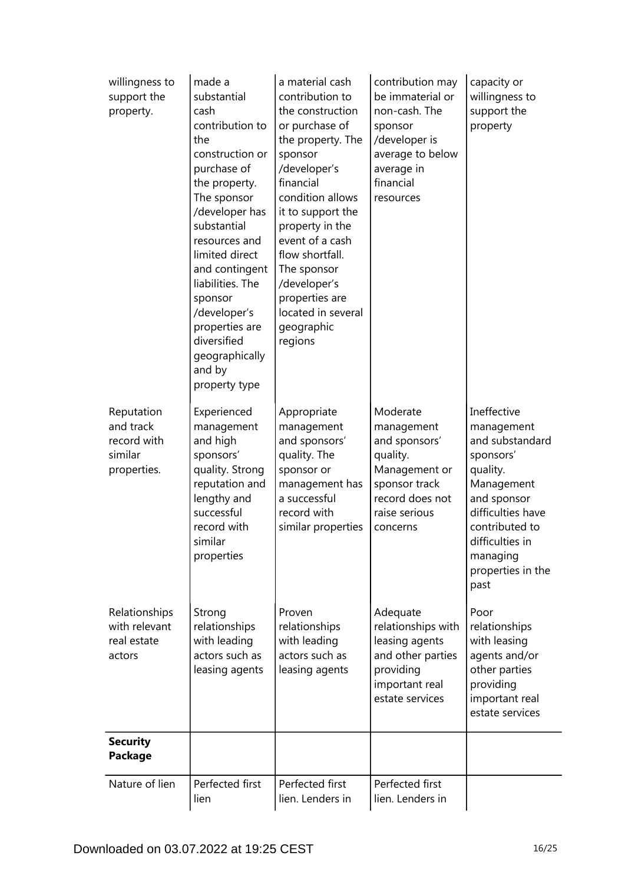| | | | | |
|---|---|---|---|---|
| willingness to support the property. | made a substantial cash contribution to the construction or purchase of the property. The sponsor /developer has substantial resources and limited direct and contingent liabilities. The sponsor /developer's properties are diversified geographically and by property type | a material cash contribution to the construction or purchase of the property. The sponsor /developer's financial condition allows it to support the property in the event of a cash flow shortfall. The sponsor /developer's properties are located in several geographic regions | contribution may be immaterial or non-cash. The sponsor /developer is average to below average in financial resources | capacity or willingness to support the property |
| Reputation and track record with similar properties. | Experienced management and high sponsors' quality. Strong reputation and lengthy and successful record with similar properties | Appropriate management and sponsors' quality. The sponsor or management has a successful record with similar properties | Moderate management and sponsors' quality. Management or sponsor track record does not raise serious concerns | Ineffective management and substandard sponsors' quality. Management and sponsor difficulties have contributed to difficulties in managing properties in the past |
| Relationships with relevant real estate actors | Strong relationships with leading actors such as leasing agents | Proven relationships with leading actors such as leasing agents | Adequate relationships with leasing agents and other parties providing important real estate services | Poor relationships with leasing agents and/or other parties providing important real estate services |
| **Security Package** | | | | |
| Nature of lien | Perfected first lien | Perfected first lien. Lenders in | Perfected first lien. Lenders in | |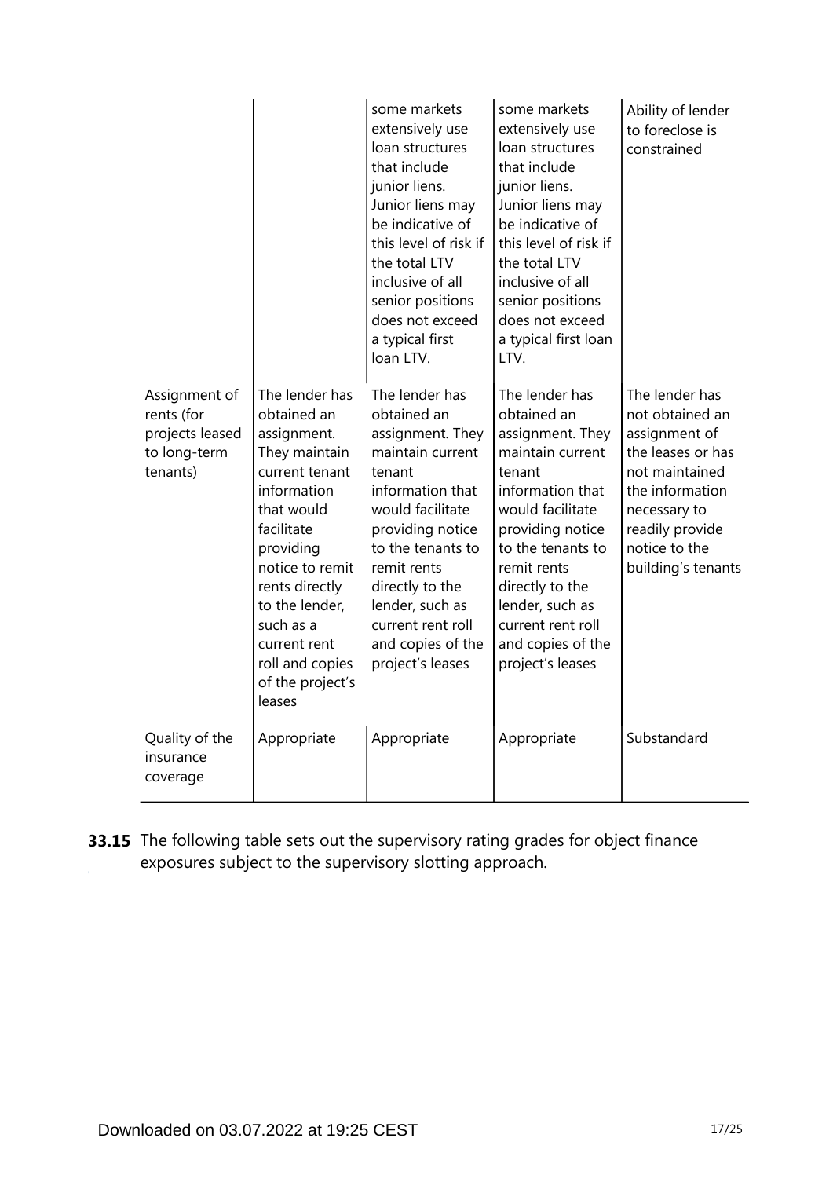| | | | | |
|---|---|---|---|---|
| | | some markets extensively use loan structures that include junior liens. Junior liens may be indicative of this level of risk if the total LTV inclusive of all senior positions does not exceed a typical first loan LTV. | some markets extensively use loan structures that include junior liens. Junior liens may be indicative of this level of risk if the total LTV inclusive of all senior positions does not exceed a typical first loan LTV. | Ability of lender to foreclose is constrained |
| Assignment of rents (for projects leased to long-term tenants) | The lender has obtained an assignment. They maintain current tenant information that would facilitate providing notice to remit rents directly to the lender, such as a current rent roll and copies of the project's leases | The lender has obtained an assignment. They maintain current tenant information that would facilitate providing notice to the tenants to remit rents directly to the lender, such as current rent roll and copies of the project's leases | The lender has obtained an assignment. They maintain current tenant information that would facilitate providing notice to the tenants to remit rents directly to the lender, such as current rent roll and copies of the project's leases | The lender has not obtained an assignment of the leases or has not maintained the information necessary to readily provide notice to the building's tenants |
| Quality of the insurance coverage | Appropriate | Appropriate | Appropriate | Substandard |

**33.15** The following table sets out the supervisory rating grades for object finance exposures subject to the supervisory slotting approach.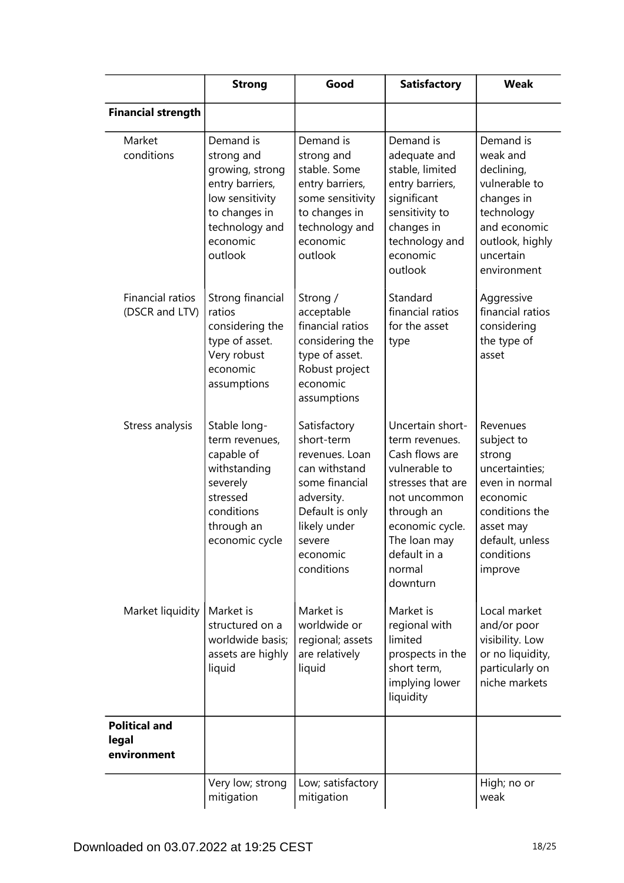| | Strong | Good | Satisfactory | Weak |
|---|---|---|---|---|
| **Financial strength** | | | | |
| Market conditions | Demand is strong and growing, strong entry barriers, low sensitivity to changes in technology and economic outlook | Demand is strong and stable. Some entry barriers, some sensitivity to changes in technology and economic outlook | Demand is adequate and stable, limited entry barriers, significant sensitivity to changes in technology and economic outlook | Demand is weak and declining, vulnerable to changes in technology and economic outlook, highly uncertain environment |
| Financial ratios (DSCR and LTV) | Strong financial ratios considering the type of asset. Very robust economic assumptions | Strong / acceptable financial ratios considering the type of asset. Robust project economic assumptions | Standard financial ratios for the asset type | Aggressive financial ratios considering the type of asset |
| Stress analysis | Stable long-term revenues, capable of withstanding severely stressed conditions through an economic cycle | Satisfactory short-term revenues. Loan can withstand some financial adversity. Default is only likely under severe economic conditions | Uncertain short-term revenues. Cash flows are vulnerable to stresses that are not uncommon through an economic cycle. The loan may default in a normal downturn | Revenues subject to strong uncertainties; even in normal economic conditions the asset may default, unless conditions improve |
| Market liquidity | Market is structured on a worldwide basis; assets are highly liquid | Market is worldwide or regional; assets are relatively liquid | Market is regional with limited prospects in the short term, implying lower liquidity | Local market and/or poor visibility. Low or no liquidity, particularly on niche markets |
| **Political and legal environment** | | | | |
| | Very low; strong mitigation | Low; satisfactory mitigation | | High; no or weak |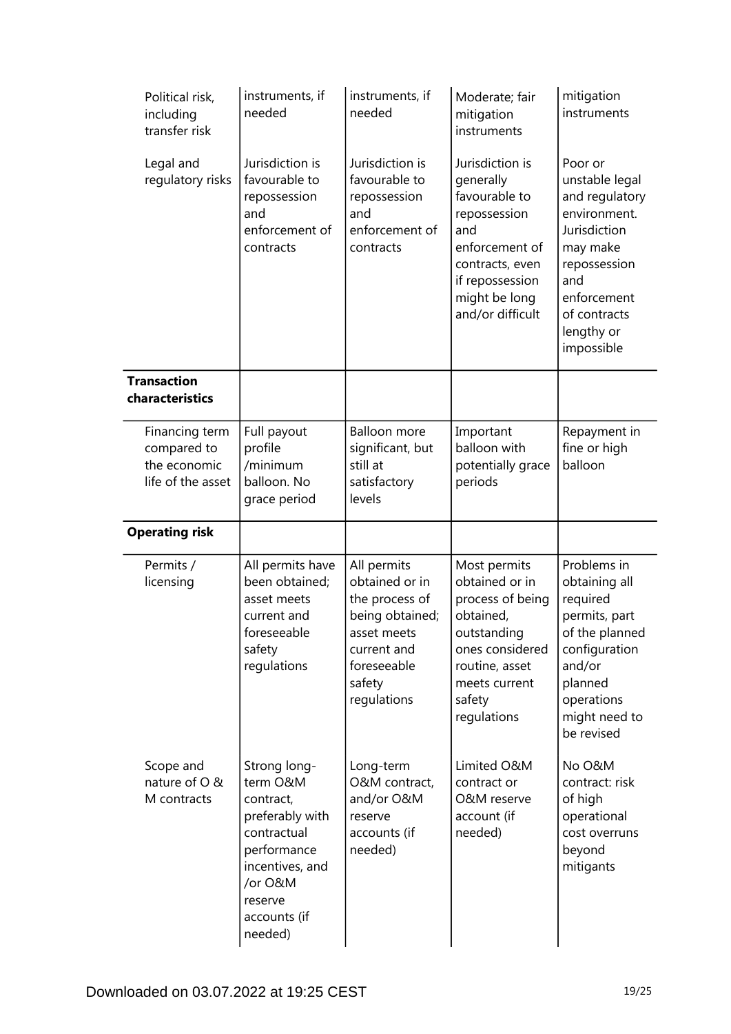| | | | | |
|---|---|---|---|---|
| Political risk, including transfer risk | instruments, if needed | instruments, if needed | Moderate; fair mitigation instruments | mitigation instruments |
| Legal and regulatory risks | Jurisdiction is favourable to repossession and enforcement of contracts | Jurisdiction is favourable to repossession and enforcement of contracts | Jurisdiction is generally favourable to repossession and enforcement of contracts, even if repossession might be long and/or difficult | Poor or unstable legal and regulatory environment. Jurisdiction may make repossession and enforcement of contracts lengthy or impossible |
| **Transaction characteristics** | | | | |
| Financing term compared to the economic life of the asset | Full payout profile /minimum balloon. No grace period | Balloon more significant, but still at satisfactory levels | Important balloon with potentially grace periods | Repayment in fine or high balloon |
| **Operating risk** | | | | |
| Permits / licensing | All permits have been obtained; asset meets current and foreseeable safety regulations | All permits obtained or in the process of being obtained; asset meets current and foreseeable safety regulations | Most permits obtained or in process of being obtained, outstanding ones considered routine, asset meets current safety regulations | Problems in obtaining all required permits, part of the planned configuration and/or planned operations might need to be revised |
| Scope and nature of O & M contracts | Strong long-term O&M contract, preferably with contractual performance incentives, and /or O&M reserve accounts (if needed) | Long-term O&M contract, and/or O&M reserve accounts (if needed) | Limited O&M contract or O&M reserve account (if needed) | No O&M contract: risk of high operational cost overruns beyond mitigants |

Downloaded on 03.07.2022 at 19:25 CEST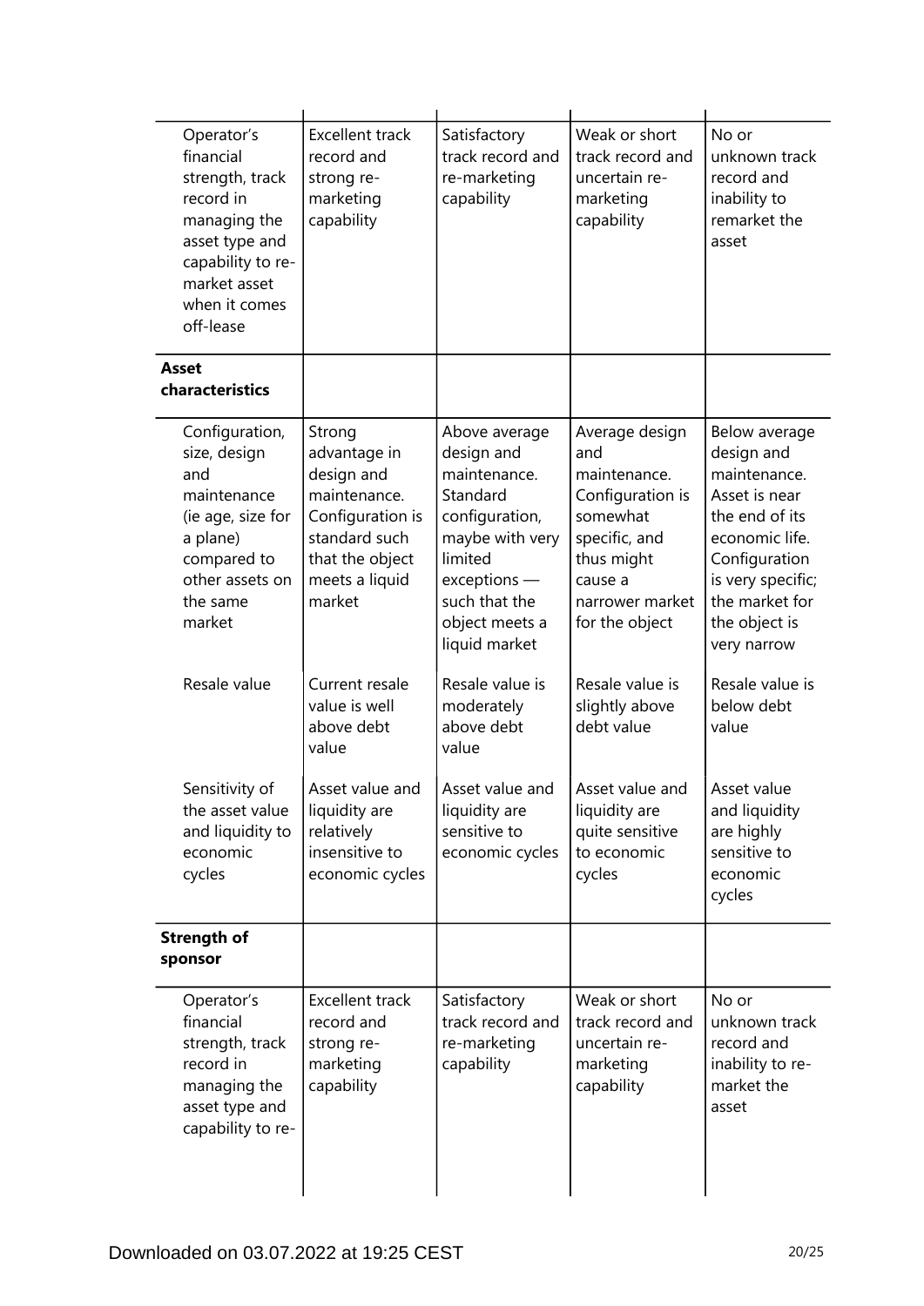| | | | | |
|---|---|---|---|---|
| Operator’s financial strength, track record in managing the asset type and capability to re-market asset when it comes off-lease | Excellent track record and strong re-marketing capability | Satisfactory track record and re-marketing capability | Weak or short track record and uncertain re-marketing capability | No or unknown track record and inability to remarket the asset |
| **Asset characteristics** | | | | |
| Configuration, size, design and maintenance (ie age, size for a plane) compared to other assets on the same market | Strong advantage in design and maintenance. Configuration is standard such that the object meets a liquid market | Above average design and maintenance. Standard configuration, maybe with very limited exceptions — such that the object meets a liquid market | Average design and maintenance. Configuration is somewhat specific, and thus might cause a narrower market for the object | Below average design and maintenance. Asset is near the end of its economic life. Configuration is very specific; the market for the object is very narrow |
| Resale value | Current resale value is well above debt value | Resale value is moderately above debt value | Resale value is slightly above debt value | Resale value is below debt value |
| Sensitivity of the asset value and liquidity to economic cycles | Asset value and liquidity are relatively insensitive to economic cycles | Asset value and liquidity are sensitive to economic cycles | Asset value and liquidity are quite sensitive to economic cycles | Asset value and liquidity are highly sensitive to economic cycles |
| **Strength of sponsor** | | | | |
| Operator’s financial strength, track record in managing the asset type and capability to re- | Excellent track record and strong re-marketing capability | Satisfactory track record and re-marketing capability | Weak or short track record and uncertain re-marketing capability | No or unknown track record and inability to re-market the asset |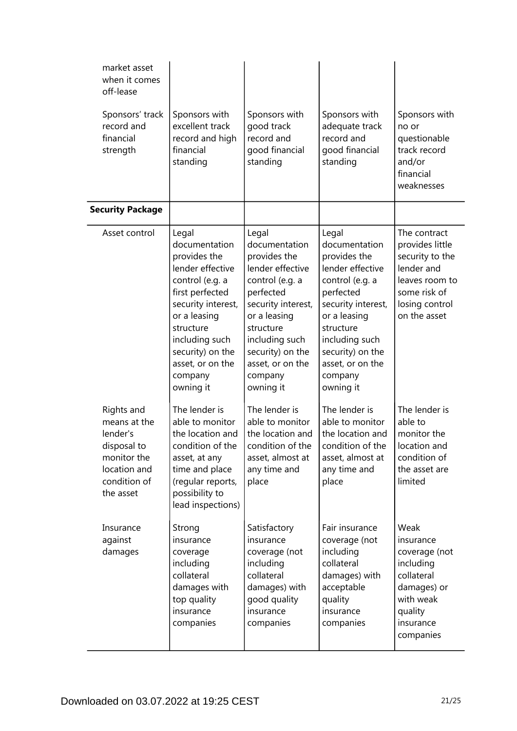| | | | | |
|---|---|---|---|---|
| market asset when it comes off-lease | | | | |
| Sponsors' track record and financial strength | Sponsors with excellent track record and high financial standing | Sponsors with good track record and good financial standing | Sponsors with adequate track record and good financial standing | Sponsors with no or questionable track record and/or financial weaknesses |
| **Security Package** | | | | |
| Asset control | Legal documentation provides the lender effective control (e.g. a first perfected security interest, or a leasing structure including such security) on the asset, or on the company owning it | Legal documentation provides the lender effective control (e.g. a perfected security interest, or a leasing structure including such security) on the asset, or on the company owning it | Legal documentation provides the lender effective control (e.g. a perfected security interest, or a leasing structure including such security) on the asset, or on the company owning it | The contract provides little security to the lender and leaves room to some risk of losing control on the asset |
| Rights and means at the lender's disposal to monitor the location and condition of the asset | The lender is able to monitor the location and condition of the asset, at any time and place (regular reports, possibility to lead inspections) | The lender is able to monitor the location and condition of the asset, almost at any time and place | The lender is able to monitor the location and condition of the asset, almost at any time and place | The lender is able to monitor the location and condition of the asset are limited |
| Insurance against damages | Strong insurance coverage including collateral damages with top quality insurance companies | Satisfactory insurance coverage (not including collateral damages) with good quality insurance companies | Fair insurance coverage (not including collateral damages) with acceptable quality insurance companies | Weak insurance coverage (not including collateral damages) or with weak quality insurance companies |

Downloaded on 03.07.2022 at 19:25 CEST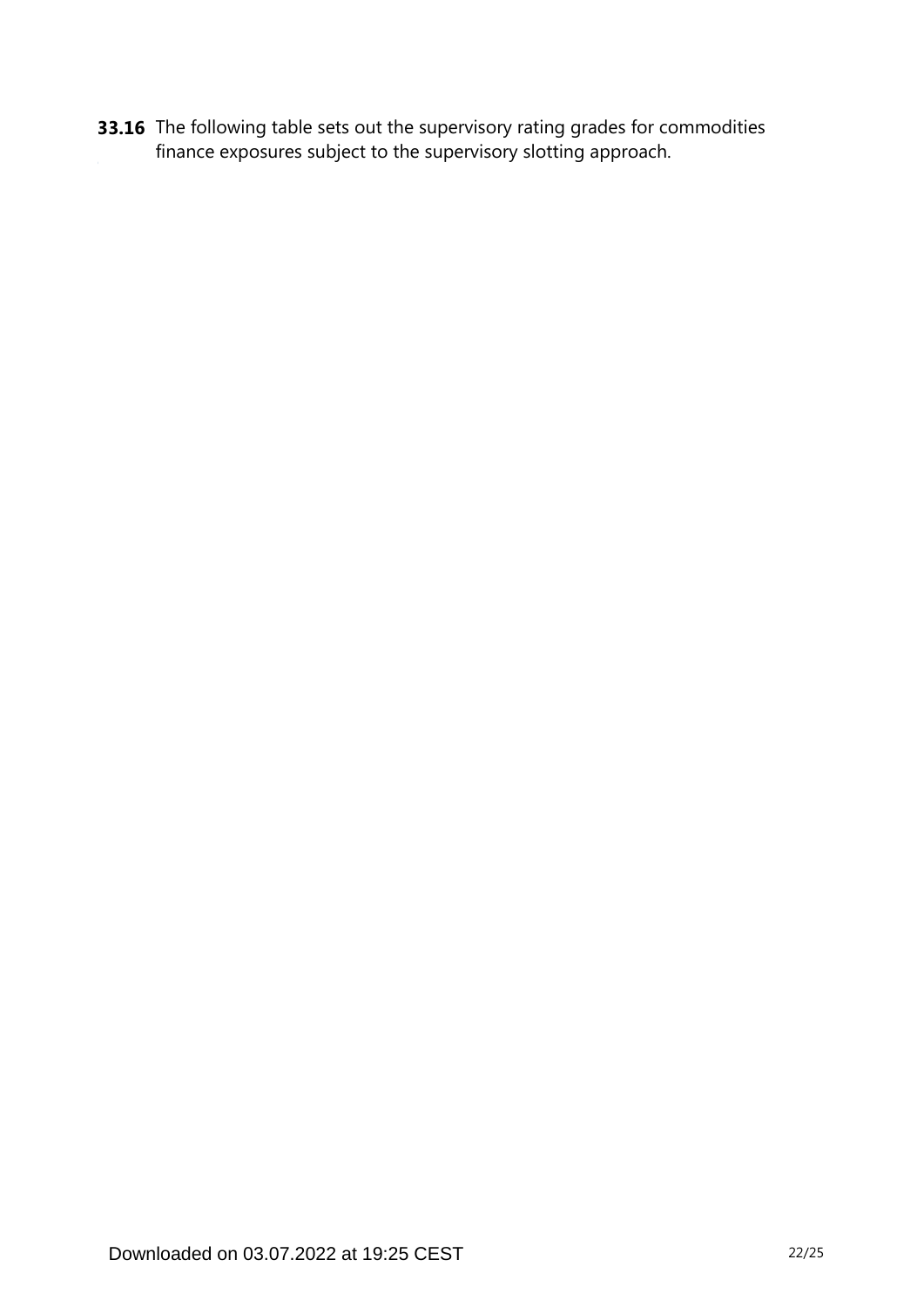**33.16** The following table sets out the supervisory rating grades for commodities finance exposures subject to the supervisory slotting approach.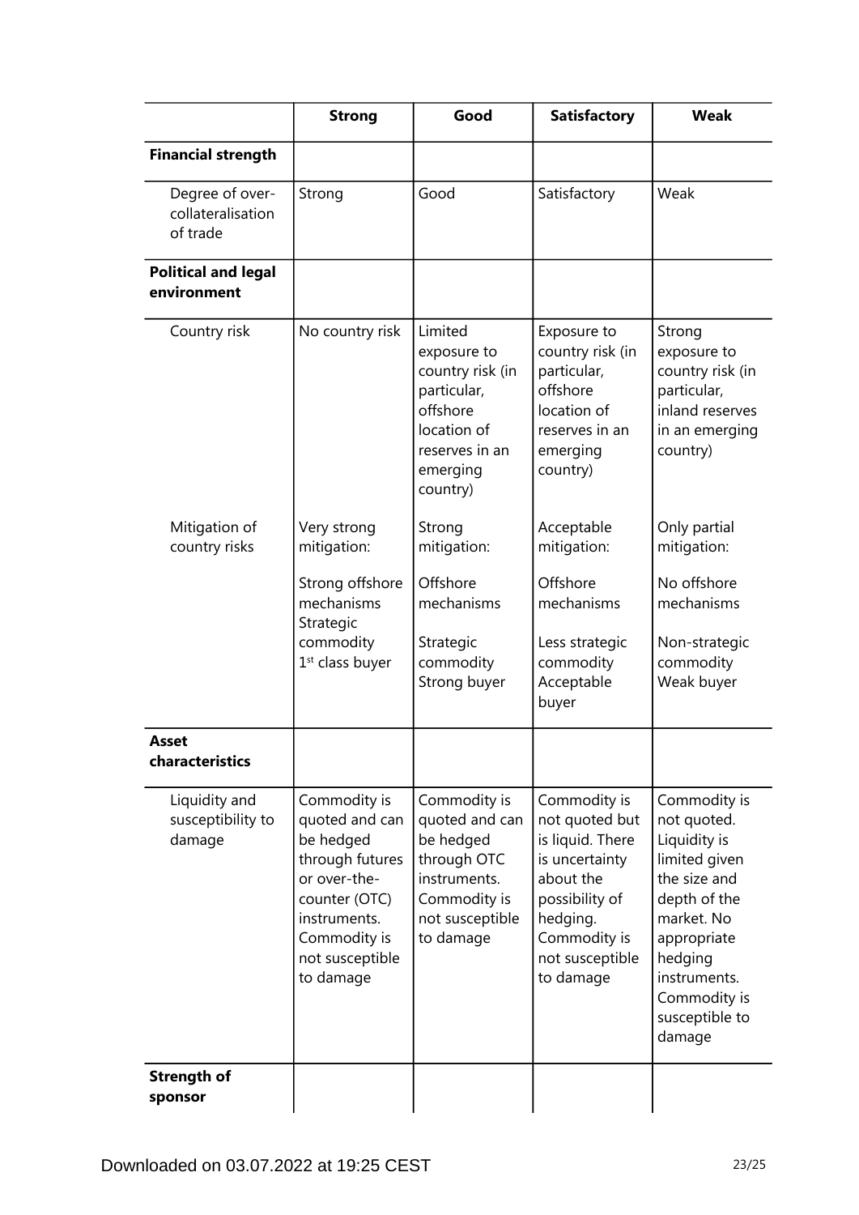| | Strong | Good | Satisfactory | Weak |
|---|---|---|---|---|
| **Financial strength** | | | | |
| Degree of over-collateralisation of trade | Strong | Good | Satisfactory | Weak |
| **Political and legal environment** | | | | |
| Country risk | No country risk | Limited exposure to country risk (in particular, offshore location of reserves in an emerging country) | Exposure to country risk (in particular, offshore location of reserves in an emerging country) | Strong exposure to country risk (in particular, inland reserves in an emerging country) |
| Mitigation of country risks | Very strong mitigation:<br><br>Strong offshore mechanisms<br>Strategic commodity<br>1st class buyer | Strong mitigation:<br><br>Offshore mechanisms<br><br>Strategic commodity<br>Strong buyer | Acceptable mitigation:<br><br>Offshore mechanisms<br><br>Less strategic commodity<br>Acceptable buyer | Only partial mitigation:<br><br>No offshore mechanisms<br><br>Non-strategic commodity<br>Weak buyer |
| **Asset characteristics** | | | | |
| Liquidity and susceptibility to damage | Commodity is quoted and can be hedged through futures or over-the-counter (OTC) instruments. Commodity is not susceptible to damage | Commodity is quoted and can be hedged through OTC instruments. Commodity is not susceptible to damage | Commodity is not quoted but is liquid. There is uncertainty about the possibility of hedging. Commodity is not susceptible to damage | Commodity is not quoted. Liquidity is limited given the size and depth of the market. No appropriate hedging instruments. Commodity is susceptible to damage |
| **Strength of sponsor** | | | | |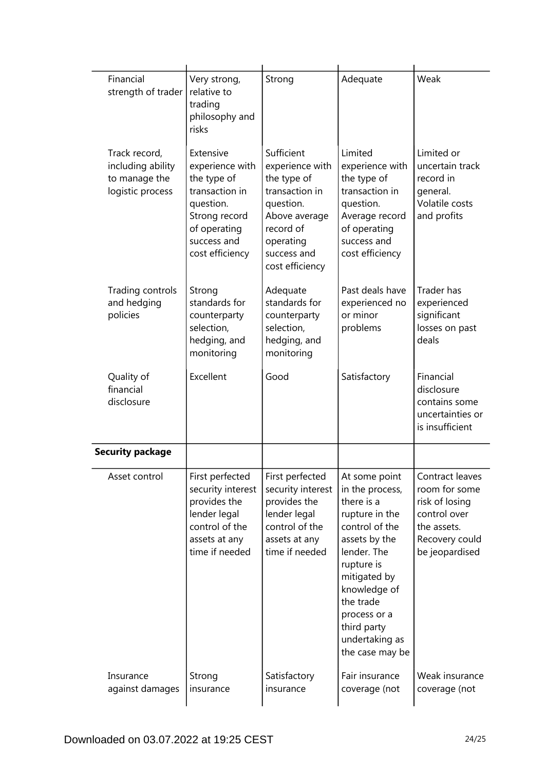| | | | | |
|---|---|---|---|---|
| Financial strength of trader | Very strong, relative to trading philosophy and risks | Strong | Adequate | Weak |
| Track record, including ability to manage the logistic process | Extensive experience with the type of transaction in question. Strong record of operating success and cost efficiency | Sufficient experience with the type of transaction in question. Above average record of operating success and cost efficiency | Limited experience with the type of transaction in question. Average record of operating success and cost efficiency | Limited or uncertain track record in general. Volatile costs and profits |
| Trading controls and hedging policies | Strong standards for counterparty selection, hedging, and monitoring | Adequate standards for counterparty selection, hedging, and monitoring | Past deals have experienced no or minor problems | Trader has experienced significant losses on past deals |
| Quality of financial disclosure | Excellent | Good | Satisfactory | Financial disclosure contains some uncertainties or is insufficient |
| **Security package** | | | | |
| Asset control | First perfected security interest provides the lender legal control of the assets at any time if needed | First perfected security interest provides the lender legal control of the assets at any time if needed | At some point in the process, there is a rupture in the control of the assets by the lender. The rupture is mitigated by knowledge of the trade process or a third party undertaking as the case may be | Contract leaves room for some risk of losing control over the assets. Recovery could be jeopardised |
| Insurance against damages | Strong insurance | Satisfactory insurance | Fair insurance coverage (not | Weak insurance coverage (not |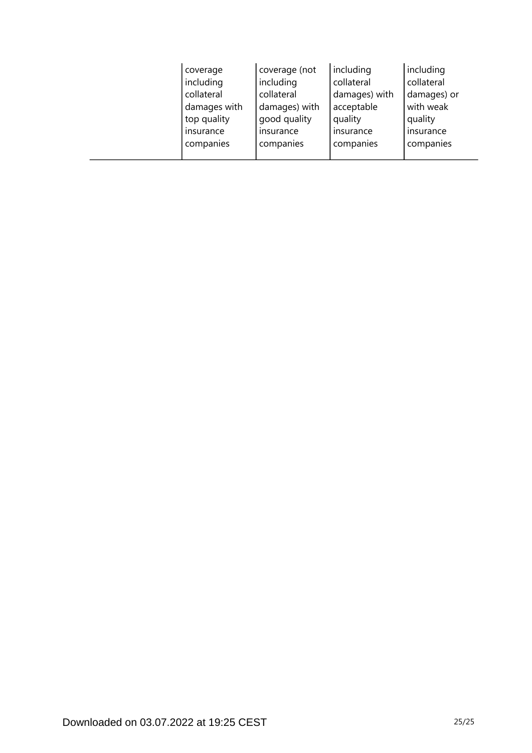| | | | | |
|---|---|---|---|---|
| | coverage including collateral damages with top quality insurance companies | coverage (not including collateral damages) with good quality insurance companies | including collateral damages) with acceptable quality insurance companies | including collateral damages) or with weak quality insurance companies |

Downloaded on 03.07.2022 at 19:25 CEST